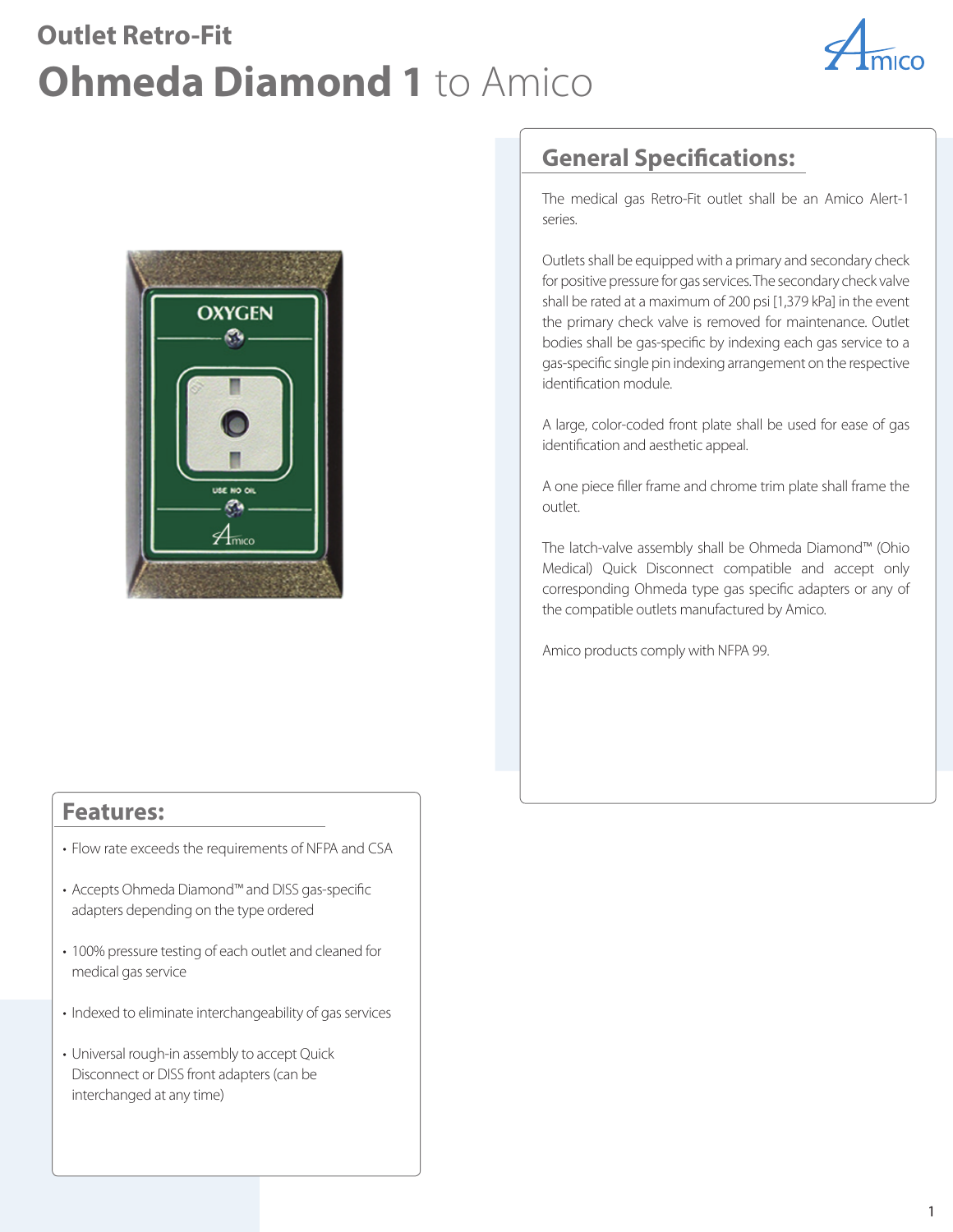# Outlet Retro-Fit

# Ohmeda Diamond 1 to Amico

## General Specifications:

The medical gas Retro-Fit outlet shall be an Amico Alert-1 series.

Outlets shall be equipped with a primary and secondary check for positive pressure for gas services. The secondary check valve shall be rated at a maximum of 200 psi [1,379 kPa] in the event the primary check valve is removed for maintenance. Outlet bodies shall be gas-specific by indexing each gas service to a gas-specific single pin indexing arrangement on the respective identification module.

A large, color-coded front plate shall be used for ease of gas identification and aesthetic appeal.

A one piece filler frame and chrome trim plate shall frame the outlet.

The latch-valve assembly shall be Ohmeda Diamond™ (Ohio Medical) Quick Disconnect compatible and accept only corresponding Ohmeda type gas specific adapters or any of the compatible outlets manufactured by Amico.

Amico products comply with NFPA 99.

## Features:

- Flow rate exceeds the requirements of NFPA and CSA
- Accepts Ohmeda Diamond™ and DISS gas-specific adapters depending on the type ordered
- 100% pressure testing of each outlet and cleaned for medical gas service
- Indexed to eliminate interchangeability of gas services
- Universal rough-in assembly to accept Quick Disconnect or DISS front adapters (can be interchanged at any time)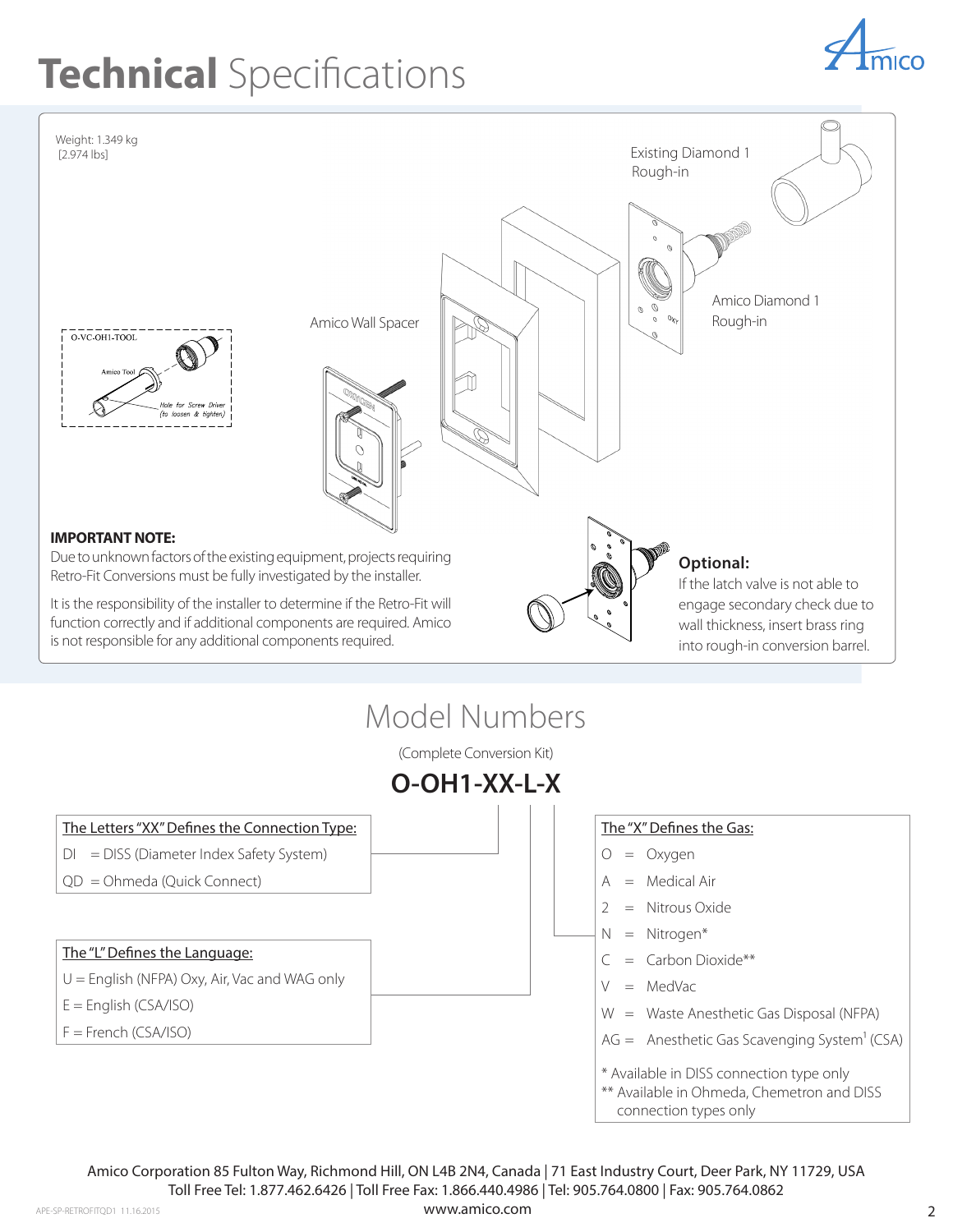# **Technical** Specifications

Weight: 1.349 kg
[2.974 lbs]

Existing Diamond 1 Rough-in

Amico Diamond 1 Rough-in

Amico Wall Spacer

O-VC-OH1-TOOL

Amico Tool

Hole for Screw Driver (to loosen & tighten)

**IMPORTANT NOTE:**

Due to unknown factors of the existing equipment, projects requiring Retro-Fit Conversions must be fully investigated by the installer.

It is the responsibility of the installer to determine if the Retro-Fit will function correctly and if additional components are required. Amico is not responsible for any additional components required.

**Optional:**

If the latch valve is not able to engage secondary check due to wall thickness, insert brass ring into rough-in conversion barrel.

## Model Numbers

(Complete Conversion Kit)

**O-OH1-XX-L-X**

The Letters "XX" Defines the Connection Type:

- DI = DISS (Diameter Index Safety System)
- QD = Ohmeda (Quick Connect)

The "L" Defines the Language:

- U = English (NFPA) Oxy, Air, Vac and WAG only
- E = English (CSA/ISO)
- F = French (CSA/ISO)

The "X" Defines the Gas:

- O = Oxygen
- A = Medical Air
- 2 = Nitrous Oxide
- N = Nitrogen*
- C = Carbon Dioxide**
- V = MedVac
- W = Waste Anesthetic Gas Disposal (NFPA)
- AG = Anesthetic Gas Scavenging System[1] (CSA)

\* Available in DISS connection type only
\*\* Available in Ohmeda, Chemetron and DISS connection types only

Amico Corporation 85 Fulton Way, Richmond Hill, ON L4B 2N4, Canada | 71 East Industry Court, Deer Park, NY 11729, USA
Toll Free Tel: 1.877.462.6426 | Toll Free Fax: 1.866.440.4986 | Tel: 905.764.0800 | Fax: 905.764.0862
www.amico.com

APE-SP-RETROFITQD1 11.16.2015